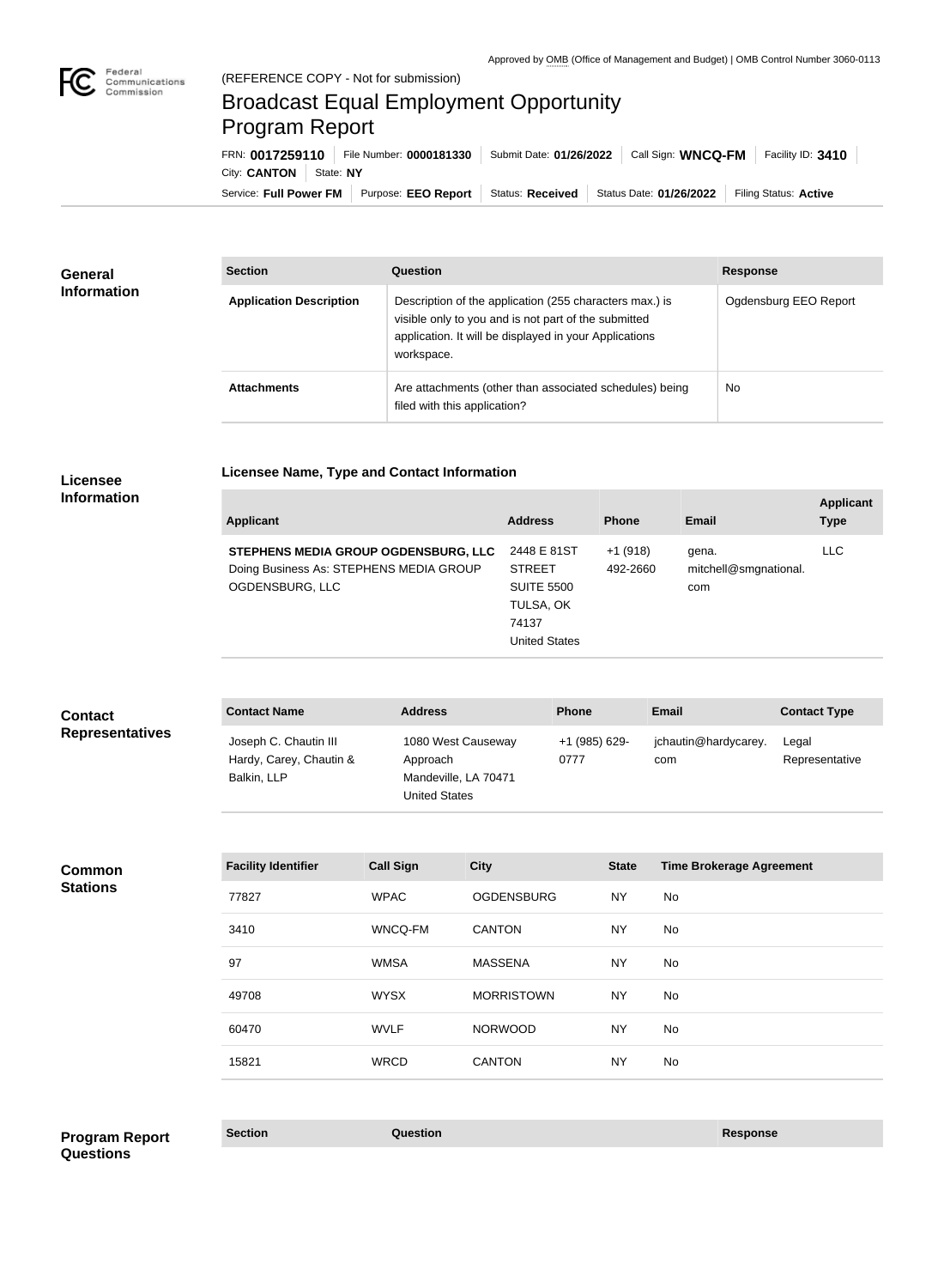Approved by OMB (Office of Management and Budget) | OMB Control Number 3060-0113

(REFERENCE COPY - Not for submission)

# Broadcast Equal Employment Opportunity Program Report

FRN: **0017259110** | File Number: **0000181330** | Submit Date: **01/26/2022** | Call Sign: **WNCQ-FM** | Facility ID: **3410** | City: **CANTON** | State: **NY**

Service: **Full Power FM** | Purpose: **EEO Report** | Status: **Received** | Status Date: **01/26/2022** | Filing Status: **Active**

## General Information

| Section | Question | Response |
|---|---|---|
| **Application Description** | Description of the application (255 characters max.) is visible only to you and is not part of the submitted application. It will be displayed in your Applications workspace. | Ogdensburg EEO Report |
| **Attachments** | Are attachments (other than associated schedules) being filed with this application? | No |

## Licensee Information

### Licensee Name, Type and Contact Information

| Applicant | Address | Phone | Email | Applicant Type |
|---|---|---|---|---|
| **STEPHENS MEDIA GROUP OGDENSBURG, LLC** Doing Business As: STEPHENS MEDIA GROUP OGDENSBURG, LLC | 2448 E 81ST STREET SUITE 5500 TULSA, OK 74137 United States | +1 (918) 492-2660 | gena.mitchell@smgnational.com | LLC |

## Contact Representatives

| Contact Name | Address | Phone | Email | Contact Type |
|---|---|---|---|---|
| Joseph C. Chautin III Hardy, Carey, Chautin & Balkin, LLP | 1080 West Causeway Approach Mandeville, LA 70471 United States | +1 (985) 629-0777 | jchautin@hardycarey.com | Legal Representative |

## Common Stations

| Facility Identifier | Call Sign | City | State | Time Brokerage Agreement |
|---|---|---|---|---|
| 77827 | WPAC | OGDENSBURG | NY | No |
| 3410 | WNCQ-FM | CANTON | NY | No |
| 97 | WMSA | MASSENA | NY | No |
| 49708 | WYSX | MORRISTOWN | NY | No |
| 60470 | WVLF | NORWOOD | NY | No |
| 15821 | WRCD | CANTON | NY | No |

## Program Report Questions

| Section | Question | Response |
|---|---|---|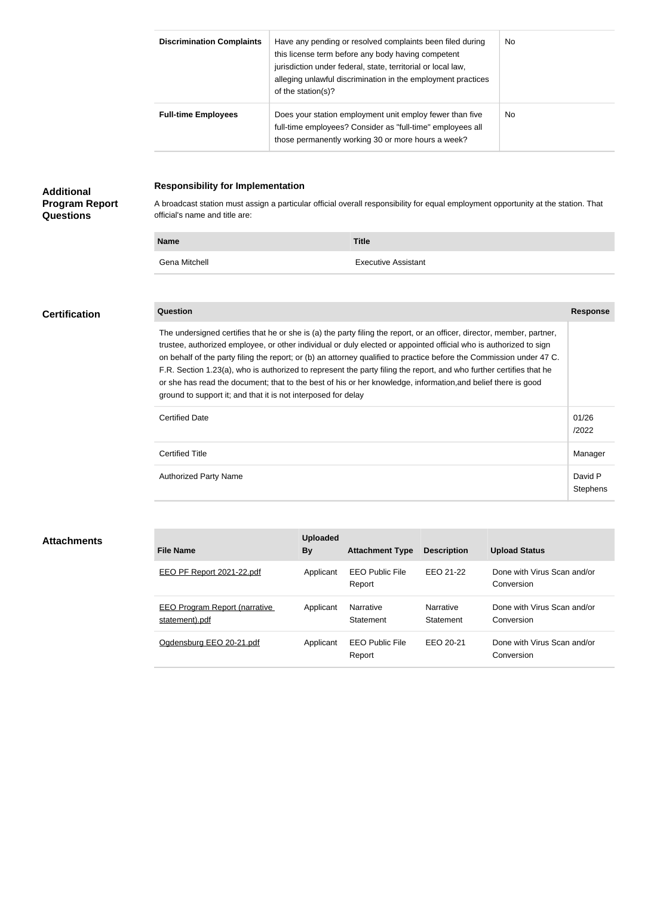| | | |
|---|---|---|
| **Discrimination Complaints** | Have any pending or resolved complaints been filed during this license term before any body having competent jurisdiction under federal, state, territorial or local law, alleging unlawful discrimination in the employment practices of the station(s)? | No |
| **Full-time Employees** | Does your station employment unit employ fewer than five full-time employees? Consider as "full-time" employees all those permanently working 30 or more hours a week? | No |

## Additional Program Report Questions

### Responsibility for Implementation

A broadcast station must assign a particular official overall responsibility for equal employment opportunity at the station. That official's name and title are:

| Name | Title |
|---|---|
| Gena Mitchell | Executive Assistant |

## Certification

| Question | Response |
|---|---|
| The undersigned certifies that he or she is (a) the party filing the report, or an officer, director, member, partner, trustee, authorized employee, or other individual or duly elected or appointed official who is authorized to sign on behalf of the party filing the report; or (b) an attorney qualified to practice before the Commission under 47 C. F.R. Section 1.23(a), who is authorized to represent the party filing the report, and who further certifies that he or she has read the document; that to the best of his or her knowledge, information,and belief there is good ground to support it; and that it is not interposed for delay | |
| Certified Date | 01/26/2022 |
| Certified Title | Manager |
| Authorized Party Name | David P Stephens |

## Attachments

| File Name | Uploaded By | Attachment Type | Description | Upload Status |
|---|---|---|---|---|
| EEO PF Report 2021-22.pdf | Applicant | EEO Public File Report | EEO 21-22 | Done with Virus Scan and/or Conversion |
| EEO Program Report (narrative statement).pdf | Applicant | Narrative Statement | Narrative Statement | Done with Virus Scan and/or Conversion |
| Ogdensburg EEO 20-21.pdf | Applicant | EEO Public File Report | EEO 20-21 | Done with Virus Scan and/or Conversion |